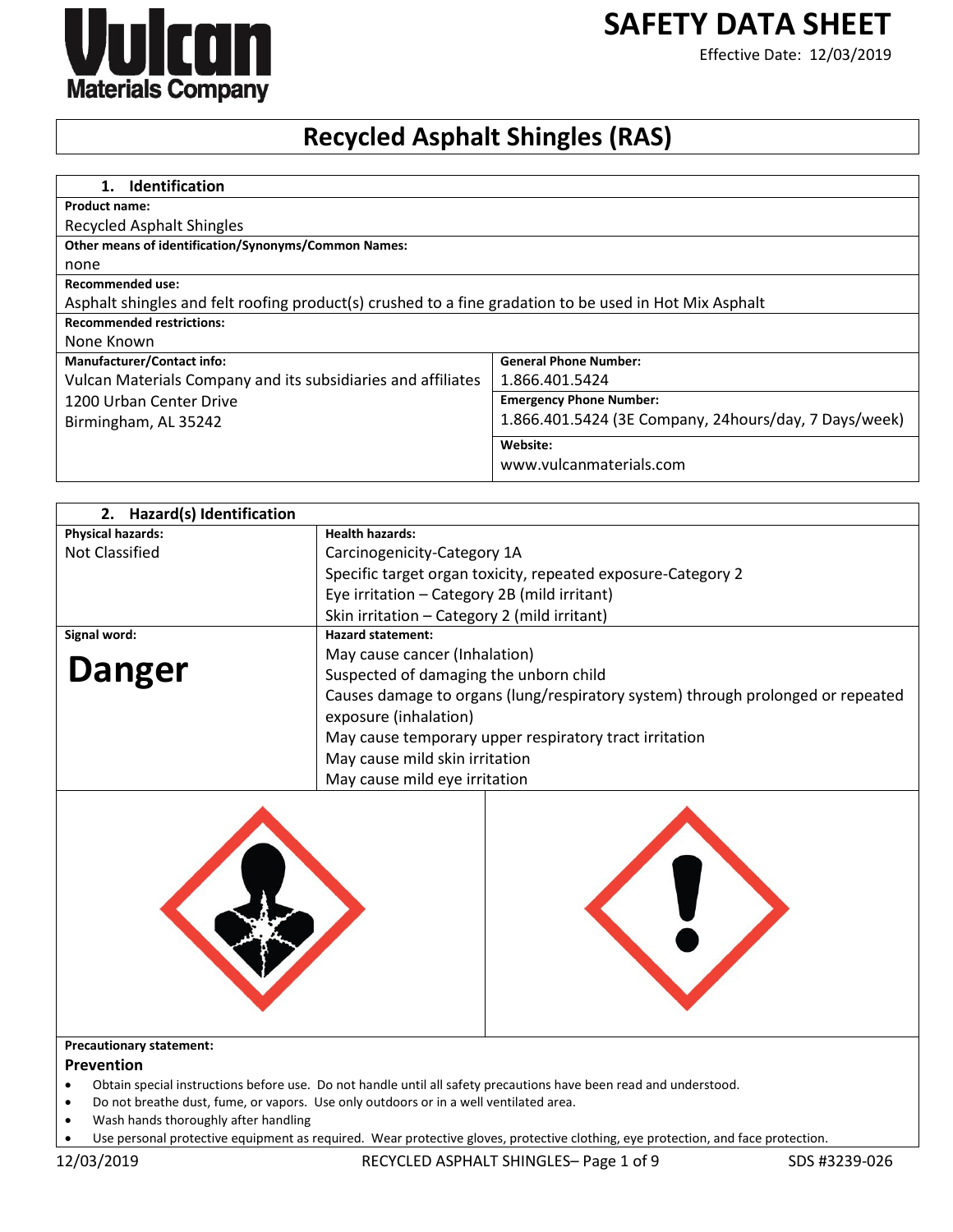Vulcan Materials Company

# SAFETY DATA SHEET

Effective Date: 12/03/2019

# Recycled Asphalt Shingles (RAS)

## 1. Identification

**Product name:**
Recycled Asphalt Shingles

**Other means of identification/Synonyms/Common Names:**
none

**Recommended use:**
Asphalt shingles and felt roofing product(s) crushed to a fine gradation to be used in Hot Mix Asphalt

**Recommended restrictions:**
None Known

| Manufacturer/Contact info: | General Phone Number: |
|---|---|
| Vulcan Materials Company and its subsidiaries and affiliates<br>1200 Urban Center Drive<br>Birmingham, AL 35242 | 1.866.401.5424 |
| | **Emergency Phone Number:**<br>1.866.401.5424 (3E Company, 24hours/day, 7 Days/week) |
| | **Website:**<br>www.vulcanmaterials.com |

## 2. Hazard(s) Identification

| Physical hazards: | Health hazards: |
|---|---|
| Not Classified | Carcinogenicity-Category 1A<br>Specific target organ toxicity, repeated exposure-Category 2<br>Eye irritation – Category 2B (mild irritant)<br>Skin irritation – Category 2 (mild irritant) |

| Signal word: | Hazard statement: |
|---|---|
| **Danger** | May cause cancer (Inhalation)<br>Suspected of damaging the unborn child<br>Causes damage to organs (lung/respiratory system) through prolonged or repeated exposure (inhalation)<br>May cause temporary upper respiratory tract irritation<br>May cause mild skin irritation<br>May cause mild eye irritation |

**Precautionary statement:**

### Prevention

- Obtain special instructions before use. Do not handle until all safety precautions have been read and understood.
- Do not breathe dust, fume, or vapors. Use only outdoors or in a well ventilated area.
- Wash hands thoroughly after handling
- Use personal protective equipment as required. Wear protective gloves, protective clothing, eye protection, and face protection.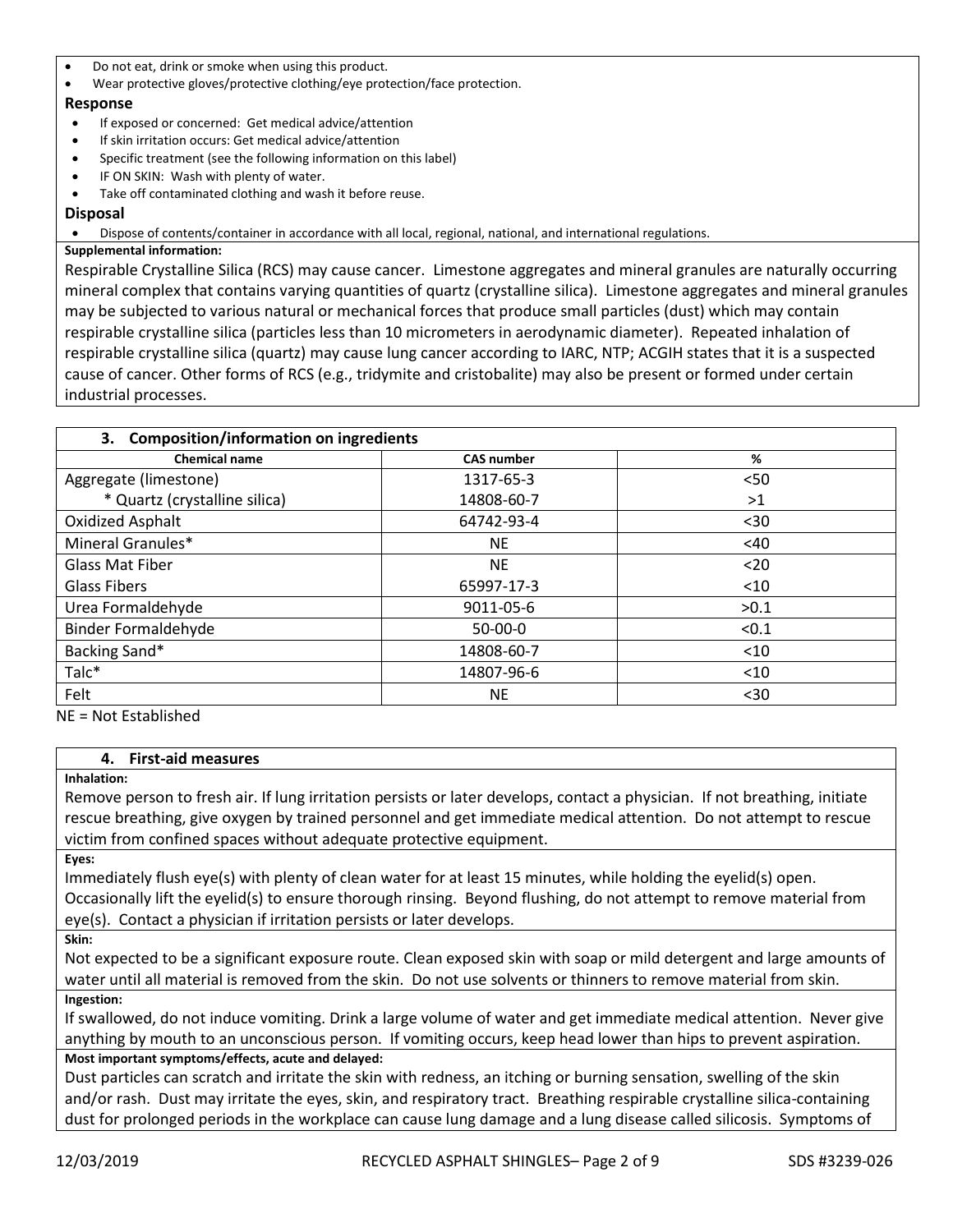- Do not eat, drink or smoke when using this product.
- Wear protective gloves/protective clothing/eye protection/face protection.

**Response**

- If exposed or concerned: Get medical advice/attention
- If skin irritation occurs: Get medical advice/attention
- Specific treatment (see the following information on this label)
- IF ON SKIN: Wash with plenty of water.
- Take off contaminated clothing and wash it before reuse.

**Disposal**

- Dispose of contents/container in accordance with all local, regional, national, and international regulations.

**Supplemental information:**

Respirable Crystalline Silica (RCS) may cause cancer. Limestone aggregates and mineral granules are naturally occurring mineral complex that contains varying quantities of quartz (crystalline silica). Limestone aggregates and mineral granules may be subjected to various natural or mechanical forces that produce small particles (dust) which may contain respirable crystalline silica (particles less than 10 micrometers in aerodynamic diameter). Repeated inhalation of respirable crystalline silica (quartz) may cause lung cancer according to IARC, NTP; ACGIH states that it is a suspected cause of cancer. Other forms of RCS (e.g., tridymite and cristobalite) may also be present or formed under certain industrial processes.

## 3. Composition/information on ingredients

| Chemical name | CAS number | % |
|---|---|---|
| Aggregate (limestone) | 1317-65-3 | <50 |
| * Quartz (crystalline silica) | 14808-60-7 | >1 |
| Oxidized Asphalt | 64742-93-4 | <30 |
| Mineral Granules* | NE | <40 |
| Glass Mat Fiber | NE | <20 |
| Glass Fibers | 65997-17-3 | <10 |
| Urea Formaldehyde | 9011-05-6 | >0.1 |
| Binder Formaldehyde | 50-00-0 | <0.1 |
| Backing Sand* | 14808-60-7 | <10 |
| Talc* | 14807-96-6 | <10 |
| Felt | NE | <30 |

NE = Not Established

## 4. First-aid measures

**Inhalation:**

Remove person to fresh air. If lung irritation persists or later develops, contact a physician. If not breathing, initiate rescue breathing, give oxygen by trained personnel and get immediate medical attention. Do not attempt to rescue victim from confined spaces without adequate protective equipment.

**Eyes:**

Immediately flush eye(s) with plenty of clean water for at least 15 minutes, while holding the eyelid(s) open. Occasionally lift the eyelid(s) to ensure thorough rinsing. Beyond flushing, do not attempt to remove material from eye(s). Contact a physician if irritation persists or later develops.

**Skin:**

Not expected to be a significant exposure route. Clean exposed skin with soap or mild detergent and large amounts of water until all material is removed from the skin. Do not use solvents or thinners to remove material from skin.

**Ingestion:**

If swallowed, do not induce vomiting. Drink a large volume of water and get immediate medical attention. Never give anything by mouth to an unconscious person. If vomiting occurs, keep head lower than hips to prevent aspiration.

**Most important symptoms/effects, acute and delayed:**

Dust particles can scratch and irritate the skin with redness, an itching or burning sensation, swelling of the skin and/or rash. Dust may irritate the eyes, skin, and respiratory tract. Breathing respirable crystalline silica-containing dust for prolonged periods in the workplace can cause lung damage and a lung disease called silicosis. Symptoms of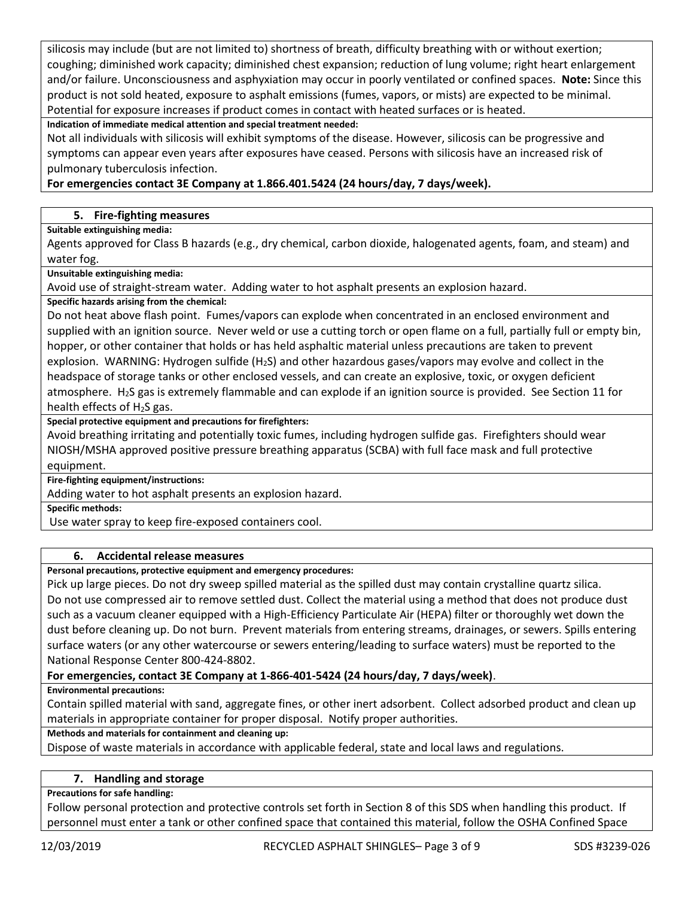silicosis may include (but are not limited to) shortness of breath, difficulty breathing with or without exertion; coughing; diminished work capacity; diminished chest expansion; reduction of lung volume; right heart enlargement and/or failure. Unconsciousness and asphyxiation may occur in poorly ventilated or confined spaces. **Note:** Since this product is not sold heated, exposure to asphalt emissions (fumes, vapors, or mists) are expected to be minimal. Potential for exposure increases if product comes in contact with heated surfaces or is heated.

**Indication of immediate medical attention and special treatment needed:**

Not all individuals with silicosis will exhibit symptoms of the disease. However, silicosis can be progressive and symptoms can appear even years after exposures have ceased. Persons with silicosis have an increased risk of pulmonary tuberculosis infection.

**For emergencies contact 3E Company at 1.866.401.5424 (24 hours/day, 7 days/week).**

## 5. Fire-fighting measures

**Suitable extinguishing media:**

Agents approved for Class B hazards (e.g., dry chemical, carbon dioxide, halogenated agents, foam, and steam) and water fog.

**Unsuitable extinguishing media:**

Avoid use of straight-stream water. Adding water to hot asphalt presents an explosion hazard.

**Specific hazards arising from the chemical:**

Do not heat above flash point. Fumes/vapors can explode when concentrated in an enclosed environment and supplied with an ignition source. Never weld or use a cutting torch or open flame on a full, partially full or empty bin, hopper, or other container that holds or has held asphaltic material unless precautions are taken to prevent explosion. WARNING: Hydrogen sulfide ($H_2S$) and other hazardous gases/vapors may evolve and collect in the headspace of storage tanks or other enclosed vessels, and can create an explosive, toxic, or oxygen deficient atmosphere. $H_2S$ gas is extremely flammable and can explode if an ignition source is provided. See Section 11 for health effects of $H_2S$ gas.

**Special protective equipment and precautions for firefighters:**

Avoid breathing irritating and potentially toxic fumes, including hydrogen sulfide gas. Firefighters should wear NIOSH/MSHA approved positive pressure breathing apparatus (SCBA) with full face mask and full protective equipment.

**Fire-fighting equipment/instructions:**

Adding water to hot asphalt presents an explosion hazard.

**Specific methods:**

Use water spray to keep fire-exposed containers cool.

## 6. Accidental release measures

**Personal precautions, protective equipment and emergency procedures:**

Pick up large pieces. Do not dry sweep spilled material as the spilled dust may contain crystalline quartz silica. Do not use compressed air to remove settled dust. Collect the material using a method that does not produce dust such as a vacuum cleaner equipped with a High-Efficiency Particulate Air (HEPA) filter or thoroughly wet down the dust before cleaning up. Do not burn. Prevent materials from entering streams, drainages, or sewers. Spills entering surface waters (or any other watercourse or sewers entering/leading to surface waters) must be reported to the National Response Center 800-424-8802.

**For emergencies, contact 3E Company at 1-866-401-5424 (24 hours/day, 7 days/week)**.

**Environmental precautions:**

Contain spilled material with sand, aggregate fines, or other inert adsorbent. Collect adsorbed product and clean up materials in appropriate container for proper disposal. Notify proper authorities.

**Methods and materials for containment and cleaning up:**

Dispose of waste materials in accordance with applicable federal, state and local laws and regulations.

## 7. Handling and storage

**Precautions for safe handling:**

Follow personal protection and protective controls set forth in Section 8 of this SDS when handling this product. If personnel must enter a tank or other confined space that contained this material, follow the OSHA Confined Space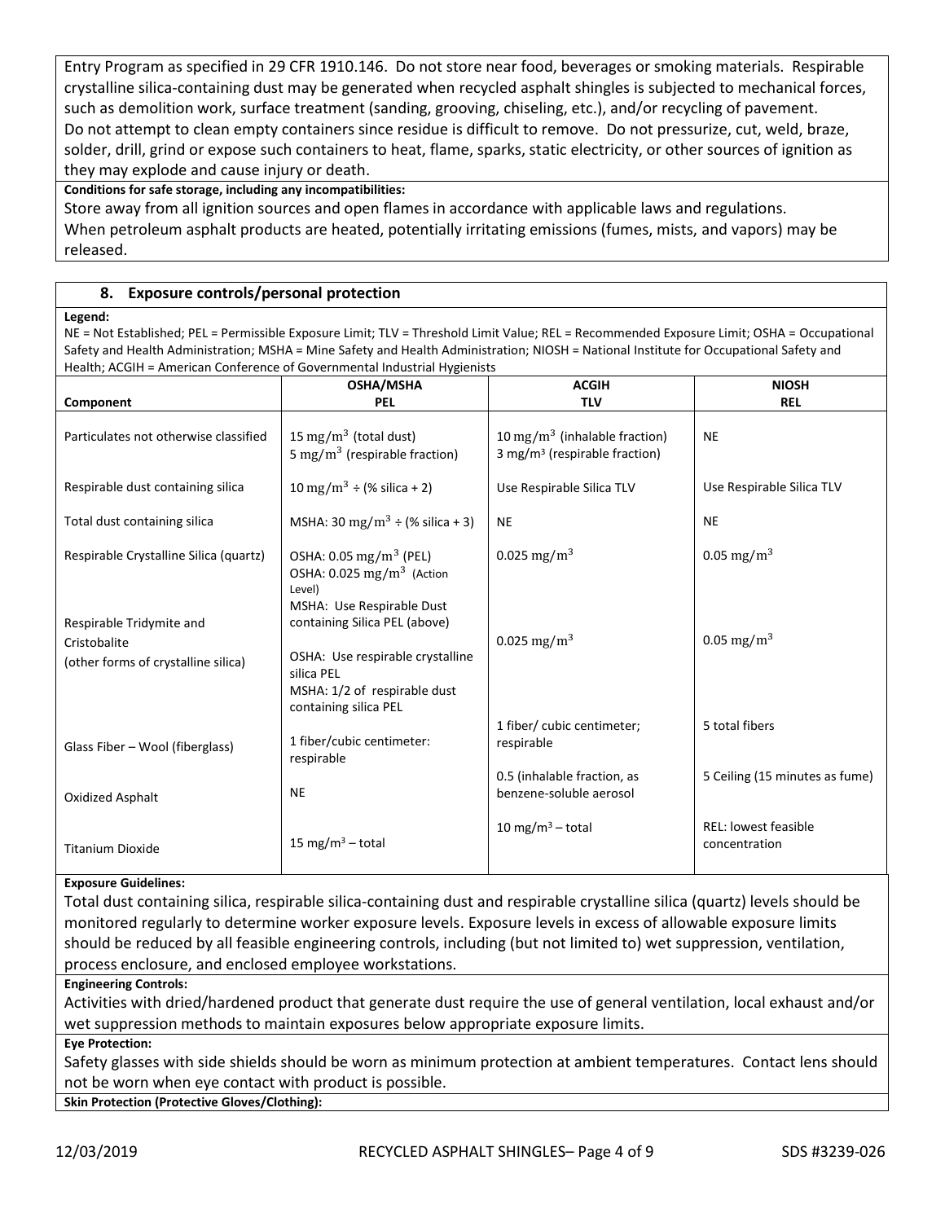Entry Program as specified in 29 CFR 1910.146. Do not store near food, beverages or smoking materials. Respirable crystalline silica-containing dust may be generated when recycled asphalt shingles is subjected to mechanical forces, such as demolition work, surface treatment (sanding, grooving, chiseling, etc.), and/or recycling of pavement. Do not attempt to clean empty containers since residue is difficult to remove. Do not pressurize, cut, weld, braze, solder, drill, grind or expose such containers to heat, flame, sparks, static electricity, or other sources of ignition as they may explode and cause injury or death.

**Conditions for safe storage, including any incompatibilities:**

Store away from all ignition sources and open flames in accordance with applicable laws and regulations. When petroleum asphalt products are heated, potentially irritating emissions (fumes, mists, and vapors) may be released.

## 8. Exposure controls/personal protection

**Legend:**

NE = Not Established; PEL = Permissible Exposure Limit; TLV = Threshold Limit Value; REL = Recommended Exposure Limit; OSHA = Occupational Safety and Health Administration; MSHA = Mine Safety and Health Administration; NIOSH = National Institute for Occupational Safety and Health; ACGIH = American Conference of Governmental Industrial Hygienists

| Component | OSHA/MSHA PEL | ACGIH TLV | NIOSH REL |
|---|---|---|---|
| Particulates not otherwise classified | 15 $mg/m^3$ (total dust)<br>5 $mg/m^3$ (respirable fraction) | 10 $mg/m^3$ (inhalable fraction)<br>3 $mg/m^3$ (respirable fraction) | NE |
| Respirable dust containing silica | 10 $mg/m^3$ ÷ (% silica + 2) | Use Respirable Silica TLV | Use Respirable Silica TLV |
| Total dust containing silica | MSHA: 30 $mg/m^3$ ÷ (% silica + 3) | NE | NE |
| Respirable Crystalline Silica (quartz) | OSHA: 0.05 $mg/m^3$ (PEL)<br>OSHA: 0.025 $mg/m^3$ (Action Level)<br>MSHA: Use Respirable Dust containing Silica PEL (above) | 0.025 $mg/m^3$ | 0.05 $mg/m^3$ |
| Respirable Tridymite and Cristobalite (other forms of crystalline silica) | OSHA: Use respirable crystalline silica PEL<br>MSHA: 1/2 of respirable dust containing silica PEL | 0.025 $mg/m^3$ | 0.05 $mg/m^3$ |
| Glass Fiber – Wool (fiberglass) | 1 fiber/cubic centimeter: respirable | 1 fiber/ cubic centimeter; respirable | 5 total fibers |
| Oxidized Asphalt | NE | 0.5 (inhalable fraction, as benzene-soluble aerosol | 5 Ceiling (15 minutes as fume) |
| Titanium Dioxide | 15 $mg/m^3$ – total | 10 $mg/m^3$ – total | REL: lowest feasible concentration |

**Exposure Guidelines:**

Total dust containing silica, respirable silica-containing dust and respirable crystalline silica (quartz) levels should be monitored regularly to determine worker exposure levels. Exposure levels in excess of allowable exposure limits should be reduced by all feasible engineering controls, including (but not limited to) wet suppression, ventilation, process enclosure, and enclosed employee workstations.

**Engineering Controls:**

Activities with dried/hardened product that generate dust require the use of general ventilation, local exhaust and/or wet suppression methods to maintain exposures below appropriate exposure limits.

**Eye Protection:**

Safety glasses with side shields should be worn as minimum protection at ambient temperatures. Contact lens should not be worn when eye contact with product is possible.

**Skin Protection (Protective Gloves/Clothing):**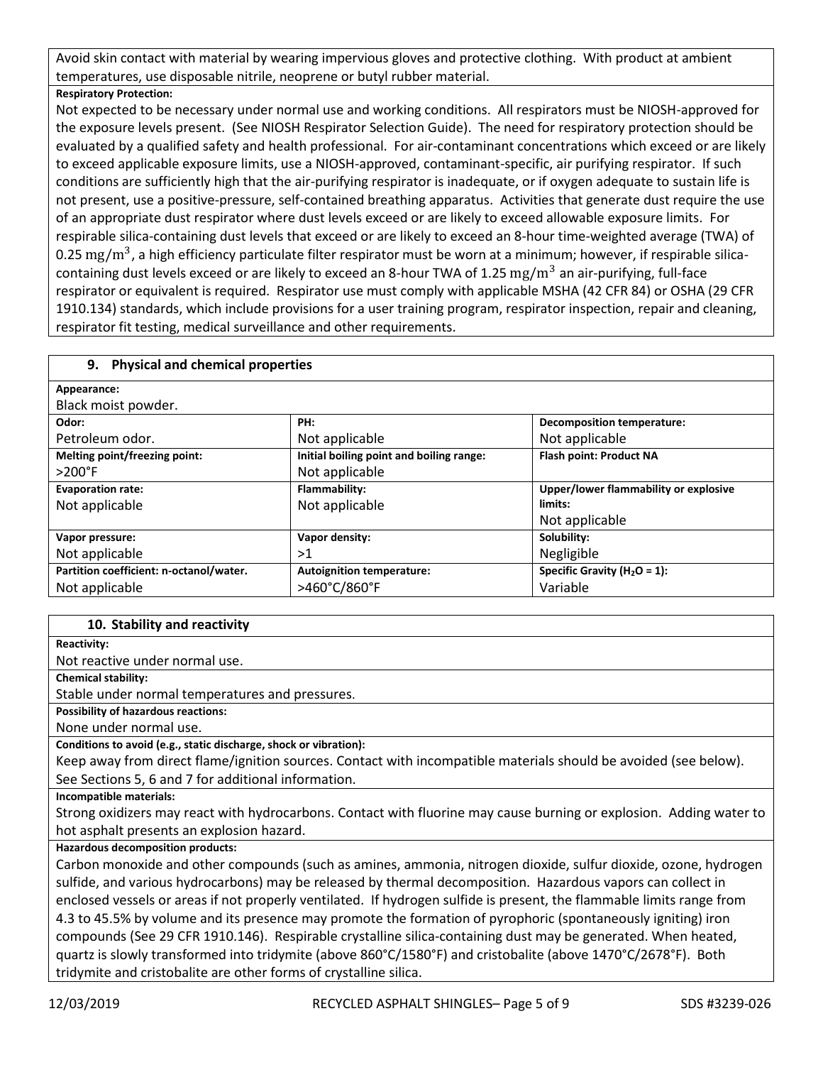Avoid skin contact with material by wearing impervious gloves and protective clothing. With product at ambient temperatures, use disposable nitrile, neoprene or butyl rubber material.

**Respiratory Protection:**

Not expected to be necessary under normal use and working conditions. All respirators must be NIOSH-approved for the exposure levels present. (See NIOSH Respirator Selection Guide). The need for respiratory protection should be evaluated by a qualified safety and health professional. For air-contaminant concentrations which exceed or are likely to exceed applicable exposure limits, use a NIOSH-approved, contaminant-specific, air purifying respirator. If such conditions are sufficiently high that the air-purifying respirator is inadequate, or if oxygen adequate to sustain life is not present, use a positive-pressure, self-contained breathing apparatus. Activities that generate dust require the use of an appropriate dust respirator where dust levels exceed or are likely to exceed allowable exposure limits. For respirable silica-containing dust levels that exceed or are likely to exceed an 8-hour time-weighted average (TWA) of 0.25 $mg/m^3$, a high efficiency particulate filter respirator must be worn at a minimum; however, if respirable silica-containing dust levels exceed or are likely to exceed an 8-hour TWA of 1.25 $mg/m^3$ an air-purifying, full-face respirator or equivalent is required. Respirator use must comply with applicable MSHA (42 CFR 84) or OSHA (29 CFR 1910.134) standards, which include provisions for a user training program, respirator inspection, repair and cleaning, respirator fit testing, medical surveillance and other requirements.

## 9. Physical and chemical properties

**Appearance:**

Black moist powder.

| **Odor:** Petroleum odor. | **PH:** Not applicable | **Decomposition temperature:** Not applicable |
|---|---|---|
| **Melting point/freezing point:** >200°F | **Initial boiling point and boiling range:** Not applicable | **Flash point: Product NA** |
| **Evaporation rate:** Not applicable | **Flammability:** Not applicable | **Upper/lower flammability or explosive limits:** Not applicable |
| **Vapor pressure:** Not applicable | **Vapor density:** >1 | **Solubility:** Negligible |
| **Partition coefficient: n-octanol/water.** Not applicable | **Autoignition temperature:** >460°C/860°F | **Specific Gravity ($H_2O$ = 1):** Variable |

## 10. Stability and reactivity

**Reactivity:**

Not reactive under normal use.

**Chemical stability:**

Stable under normal temperatures and pressures.

**Possibility of hazardous reactions:**

None under normal use.

**Conditions to avoid (e.g., static discharge, shock or vibration):**

Keep away from direct flame/ignition sources. Contact with incompatible materials should be avoided (see below). See Sections 5, 6 and 7 for additional information.

**Incompatible materials:**

Strong oxidizers may react with hydrocarbons. Contact with fluorine may cause burning or explosion. Adding water to hot asphalt presents an explosion hazard.

**Hazardous decomposition products:**

Carbon monoxide and other compounds (such as amines, ammonia, nitrogen dioxide, sulfur dioxide, ozone, hydrogen sulfide, and various hydrocarbons) may be released by thermal decomposition. Hazardous vapors can collect in enclosed vessels or areas if not properly ventilated. If hydrogen sulfide is present, the flammable limits range from 4.3 to 45.5% by volume and its presence may promote the formation of pyrophoric (spontaneously igniting) iron compounds (See 29 CFR 1910.146). Respirable crystalline silica-containing dust may be generated. When heated, quartz is slowly transformed into tridymite (above 860°C/1580°F) and cristobalite (above 1470°C/2678°F). Both tridymite and cristobalite are other forms of crystalline silica.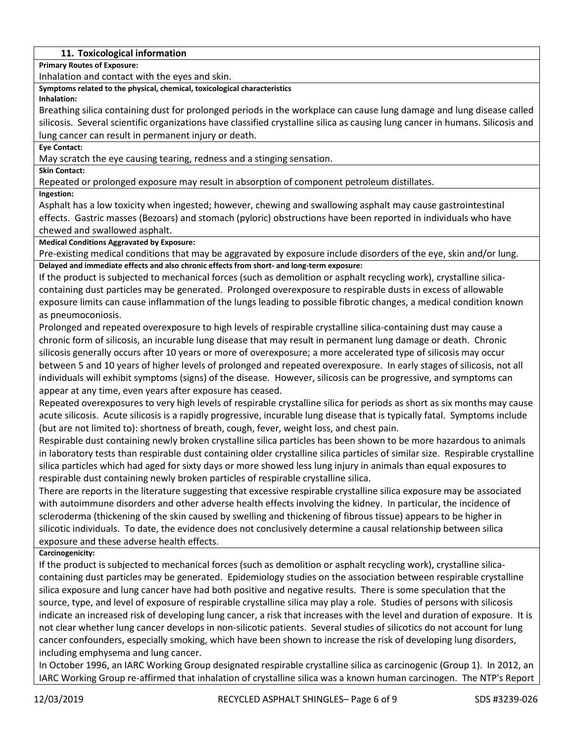## 11. Toxicological information

**Primary Routes of Exposure:**

Inhalation and contact with the eyes and skin.

**Symptoms related to the physical, chemical, toxicological characteristics**

**Inhalation:**

Breathing silica containing dust for prolonged periods in the workplace can cause lung damage and lung disease called silicosis. Several scientific organizations have classified crystalline silica as causing lung cancer in humans. Silicosis and lung cancer can result in permanent injury or death.

**Eye Contact:**

May scratch the eye causing tearing, redness and a stinging sensation.

**Skin Contact:**

Repeated or prolonged exposure may result in absorption of component petroleum distillates.

**Ingestion:**

Asphalt has a low toxicity when ingested; however, chewing and swallowing asphalt may cause gastrointestinal effects. Gastric masses (Bezoars) and stomach (pyloric) obstructions have been reported in individuals who have chewed and swallowed asphalt.

**Medical Conditions Aggravated by Exposure:**

Pre-existing medical conditions that may be aggravated by exposure include disorders of the eye, skin and/or lung.

**Delayed and immediate effects and also chronic effects from short- and long-term exposure:**

If the product is subjected to mechanical forces (such as demolition or asphalt recycling work), crystalline silica-containing dust particles may be generated. Prolonged overexposure to respirable dusts in excess of allowable exposure limits can cause inflammation of the lungs leading to possible fibrotic changes, a medical condition known as pneumoconiosis.

Prolonged and repeated overexposure to high levels of respirable crystalline silica-containing dust may cause a chronic form of silicosis, an incurable lung disease that may result in permanent lung damage or death. Chronic silicosis generally occurs after 10 years or more of overexposure; a more accelerated type of silicosis may occur between 5 and 10 years of higher levels of prolonged and repeated overexposure. In early stages of silicosis, not all individuals will exhibit symptoms (signs) of the disease. However, silicosis can be progressive, and symptoms can appear at any time, even years after exposure has ceased.

Repeated overexposures to very high levels of respirable crystalline silica for periods as short as six months may cause acute silicosis. Acute silicosis is a rapidly progressive, incurable lung disease that is typically fatal. Symptoms include (but are not limited to): shortness of breath, cough, fever, weight loss, and chest pain.

Respirable dust containing newly broken crystalline silica particles has been shown to be more hazardous to animals in laboratory tests than respirable dust containing older crystalline silica particles of similar size. Respirable crystalline silica particles which had aged for sixty days or more showed less lung injury in animals than equal exposures to respirable dust containing newly broken particles of respirable crystalline silica.

There are reports in the literature suggesting that excessive respirable crystalline silica exposure may be associated with autoimmune disorders and other adverse health effects involving the kidney. In particular, the incidence of scleroderma (thickening of the skin caused by swelling and thickening of fibrous tissue) appears to be higher in silicotic individuals. To date, the evidence does not conclusively determine a causal relationship between silica exposure and these adverse health effects.

**Carcinogenicity:**

If the product is subjected to mechanical forces (such as demolition or asphalt recycling work), crystalline silica-containing dust particles may be generated. Epidemiology studies on the association between respirable crystalline silica exposure and lung cancer have had both positive and negative results. There is some speculation that the source, type, and level of exposure of respirable crystalline silica may play a role. Studies of persons with silicosis indicate an increased risk of developing lung cancer, a risk that increases with the level and duration of exposure. It is not clear whether lung cancer develops in non-silicotic patients. Several studies of silicotics do not account for lung cancer confounders, especially smoking, which have been shown to increase the risk of developing lung disorders, including emphysema and lung cancer.

In October 1996, an IARC Working Group designated respirable crystalline silica as carcinogenic (Group 1). In 2012, an IARC Working Group re-affirmed that inhalation of crystalline silica was a known human carcinogen. The NTP's Report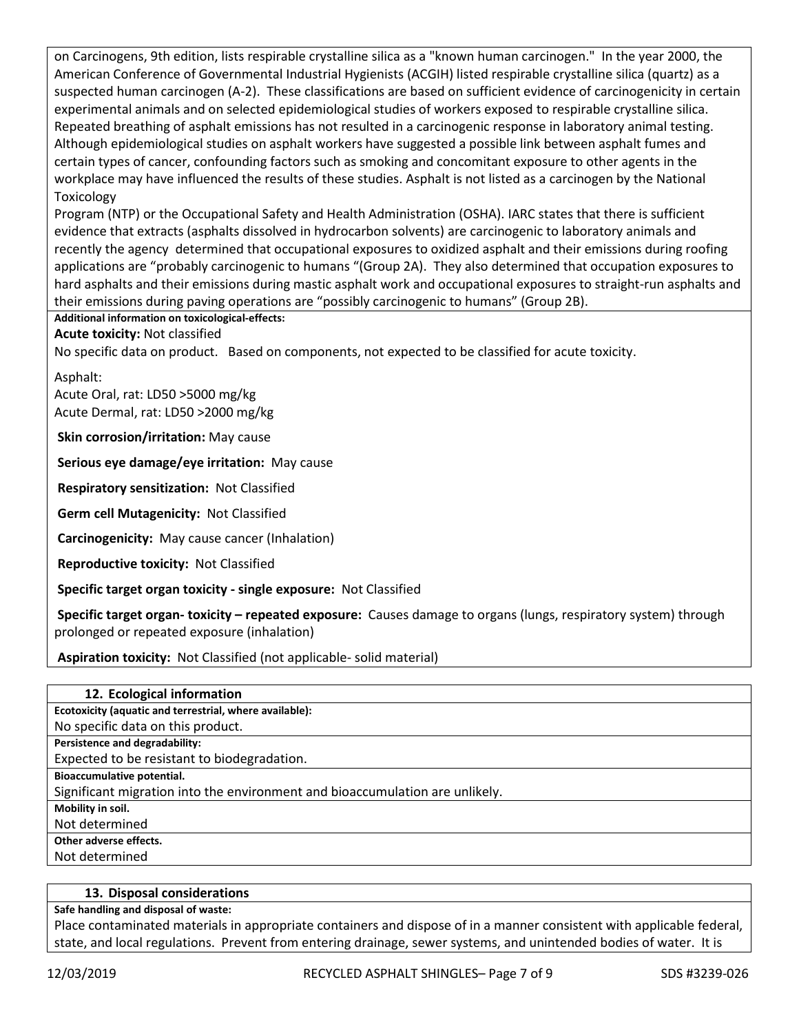on Carcinogens, 9th edition, lists respirable crystalline silica as a "known human carcinogen." In the year 2000, the American Conference of Governmental Industrial Hygienists (ACGIH) listed respirable crystalline silica (quartz) as a suspected human carcinogen (A-2). These classifications are based on sufficient evidence of carcinogenicity in certain experimental animals and on selected epidemiological studies of workers exposed to respirable crystalline silica. Repeated breathing of asphalt emissions has not resulted in a carcinogenic response in laboratory animal testing. Although epidemiological studies on asphalt workers have suggested a possible link between asphalt fumes and certain types of cancer, confounding factors such as smoking and concomitant exposure to other agents in the workplace may have influenced the results of these studies. Asphalt is not listed as a carcinogen by the National Toxicology Program (NTP) or the Occupational Safety and Health Administration (OSHA). IARC states that there is sufficient evidence that extracts (asphalts dissolved in hydrocarbon solvents) are carcinogenic to laboratory animals and recently the agency determined that occupational exposures to oxidized asphalt and their emissions during roofing applications are "probably carcinogenic to humans "(Group 2A). They also determined that occupation exposures to hard asphalts and their emissions during mastic asphalt work and occupational exposures to straight-run asphalts and their emissions during paving operations are "possibly carcinogenic to humans" (Group 2B).

**Additional information on toxicological-effects:**

**Acute toxicity:** Not classified

No specific data on product. Based on components, not expected to be classified for acute toxicity.

Asphalt:
Acute Oral, rat: LD50 >5000 mg/kg
Acute Dermal, rat: LD50 >2000 mg/kg

**Skin corrosion/irritation:** May cause

**Serious eye damage/eye irritation:** May cause

**Respiratory sensitization:** Not Classified

**Germ cell Mutagenicity:** Not Classified

**Carcinogenicity:** May cause cancer (Inhalation)

**Reproductive toxicity:** Not Classified

**Specific target organ toxicity - single exposure:** Not Classified

**Specific target organ- toxicity – repeated exposure:** Causes damage to organs (lungs, respiratory system) through prolonged or repeated exposure (inhalation)

**Aspiration toxicity:** Not Classified (not applicable- solid material)

## 12. Ecological information

**Ecotoxicity (aquatic and terrestrial, where available):**

No specific data on this product.

**Persistence and degradability:**

Expected to be resistant to biodegradation.

**Bioaccumulative potential.**

Significant migration into the environment and bioaccumulation are unlikely.

**Mobility in soil.**

Not determined

**Other adverse effects.**

Not determined

## 13. Disposal considerations

**Safe handling and disposal of waste:**

Place contaminated materials in appropriate containers and dispose of in a manner consistent with applicable federal, state, and local regulations. Prevent from entering drainage, sewer systems, and unintended bodies of water. It is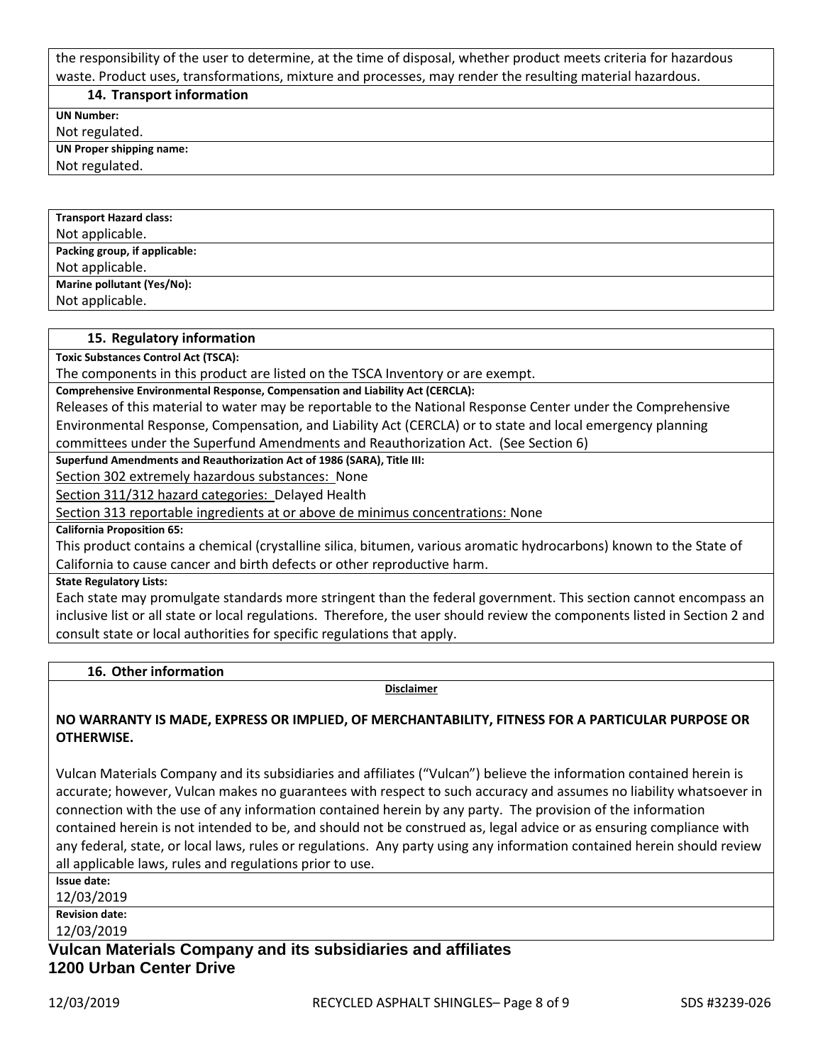the responsibility of the user to determine, at the time of disposal, whether product meets criteria for hazardous waste. Product uses, transformations, mixture and processes, may render the resulting material hazardous.

## 14. Transport information

**UN Number:**
Not regulated.

**UN Proper shipping name:**
Not regulated.

**Transport Hazard class:**
Not applicable.

**Packing group, if applicable:**
Not applicable.

**Marine pollutant (Yes/No):**
Not applicable.

## 15. Regulatory information

**Toxic Substances Control Act (TSCA):**
The components in this product are listed on the TSCA Inventory or are exempt.

**Comprehensive Environmental Response, Compensation and Liability Act (CERCLA):**
Releases of this material to water may be reportable to the National Response Center under the Comprehensive Environmental Response, Compensation, and Liability Act (CERCLA) or to state and local emergency planning committees under the Superfund Amendments and Reauthorization Act. (See Section 6)

**Superfund Amendments and Reauthorization Act of 1986 (SARA), Title III:**
Section 302 extremely hazardous substances: None
Section 311/312 hazard categories: Delayed Health
Section 313 reportable ingredients at or above de minimus concentrations: None

**California Proposition 65:**
This product contains a chemical (crystalline silica, bitumen, various aromatic hydrocarbons) known to the State of California to cause cancer and birth defects or other reproductive harm.

**State Regulatory Lists:**
Each state may promulgate standards more stringent than the federal government. This section cannot encompass an inclusive list or all state or local regulations. Therefore, the user should review the components listed in Section 2 and consult state or local authorities for specific regulations that apply.

## 16. Other information

**Disclaimer**

**NO WARRANTY IS MADE, EXPRESS OR IMPLIED, OF MERCHANTABILITY, FITNESS FOR A PARTICULAR PURPOSE OR OTHERWISE.**

Vulcan Materials Company and its subsidiaries and affiliates ("Vulcan") believe the information contained herein is accurate; however, Vulcan makes no guarantees with respect to such accuracy and assumes no liability whatsoever in connection with the use of any information contained herein by any party. The provision of the information contained herein is not intended to be, and should not be construed as, legal advice or as ensuring compliance with any federal, state, or local laws, rules or regulations. Any party using any information contained herein should review all applicable laws, rules and regulations prior to use.

**Issue date:**
12/03/2019

**Revision date:**
12/03/2019

**Vulcan Materials Company and its subsidiaries and affiliates**
**1200 Urban Center Drive**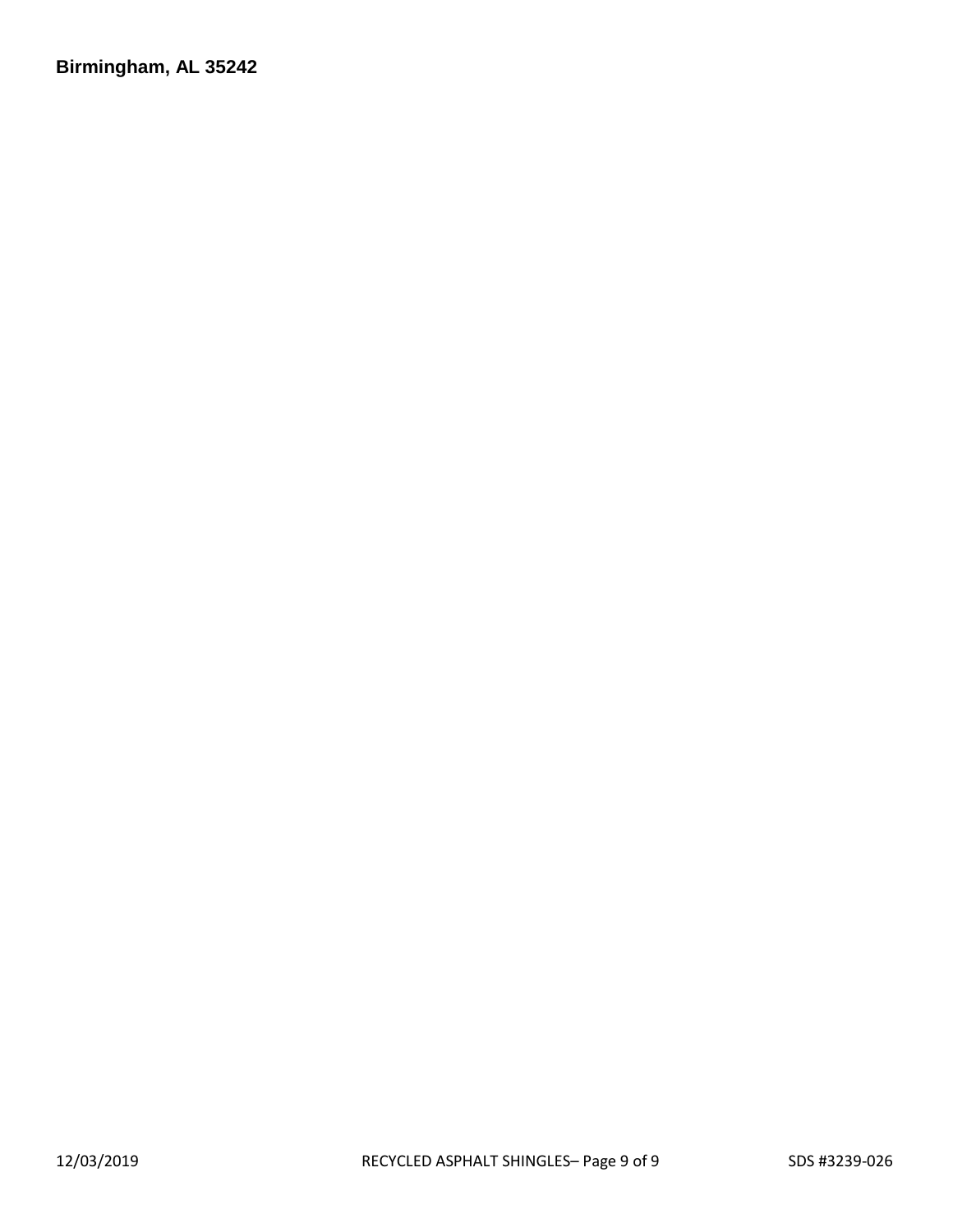**Birmingham, AL 35242**